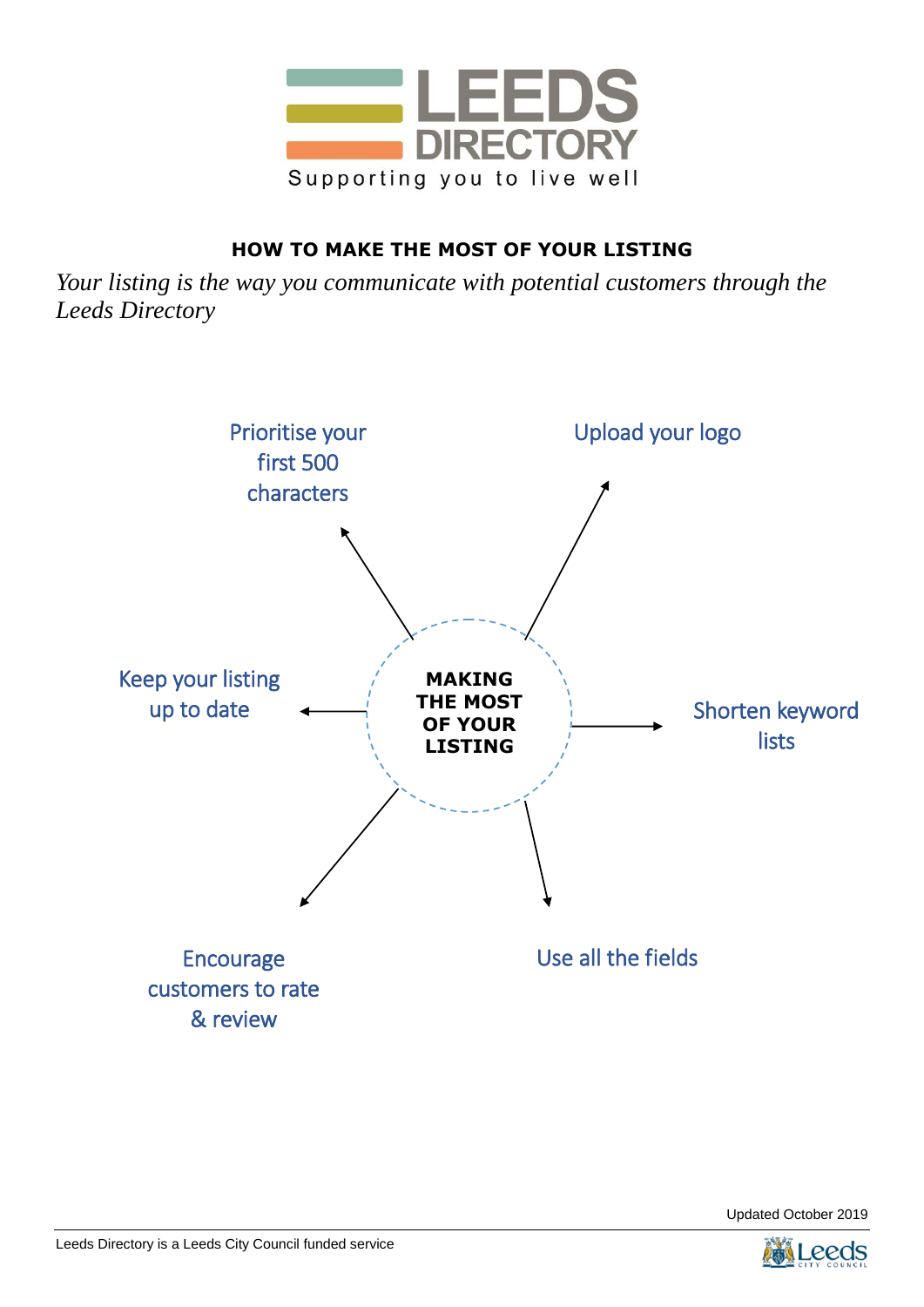LEEDS DIRECTORY

Supporting you to live well

## HOW TO MAKE THE MOST OF YOUR LISTING

*Your listing is the way you communicate with potential customers through the Leeds Directory*

**MAKING THE MOST OF YOUR LISTING**

- Prioritise your first 500 characters
- Upload your logo
- Keep your listing up to date
- Shorten keyword lists
- Encourage customers to rate & review
- Use all the fields

Updated October 2019

Leeds Directory is a Leeds City Council funded service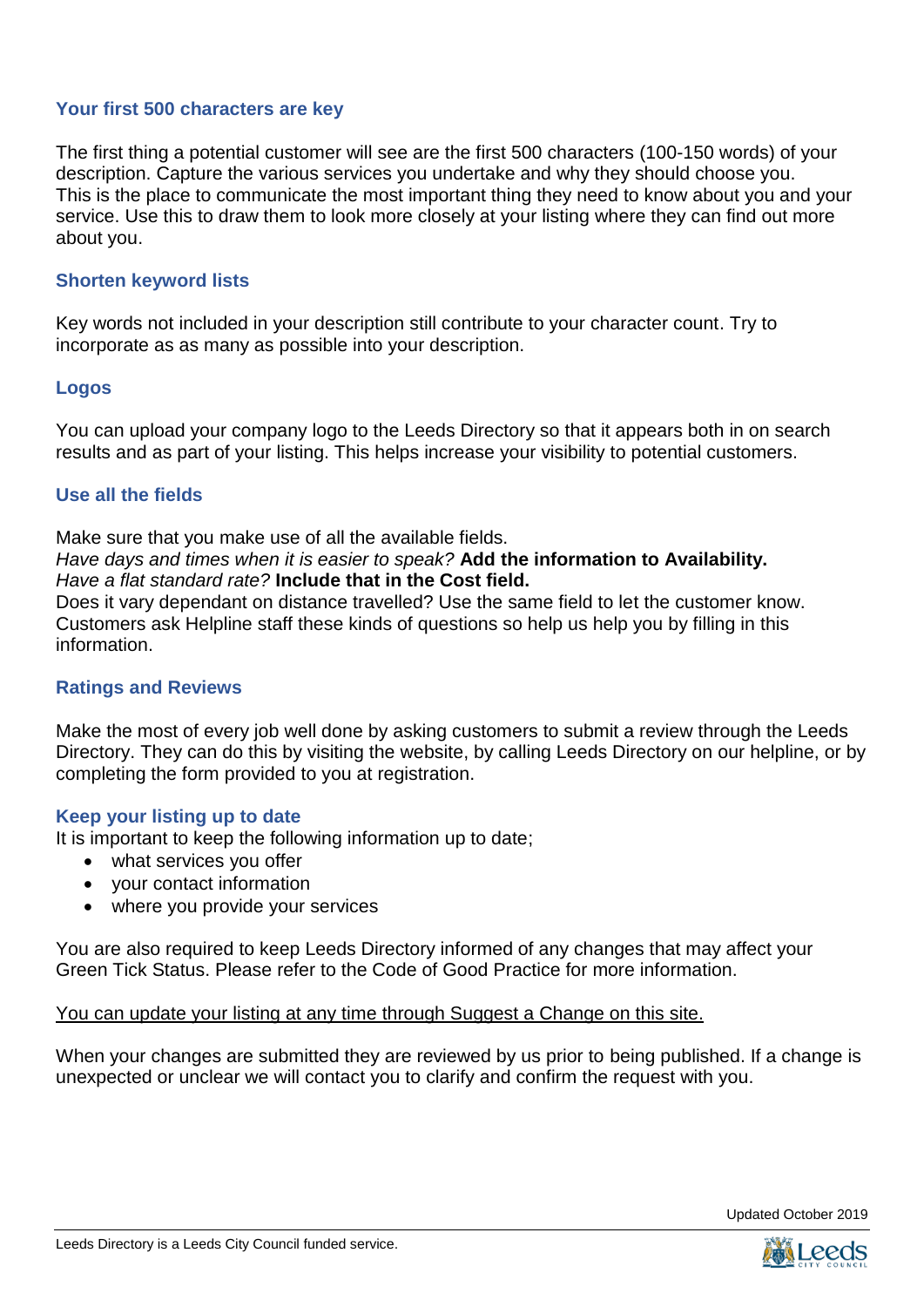### Your first 500 characters are key

The first thing a potential customer will see are the first 500 characters (100-150 words) of your description. Capture the various services you undertake and why they should choose you. This is the place to communicate the most important thing they need to know about you and your service. Use this to draw them to look more closely at your listing where they can find out more about you.

### Shorten keyword lists

Key words not included in your description still contribute to your character count. Try to incorporate as as many as possible into your description.

### Logos

You can upload your company logo to the Leeds Directory so that it appears both in on search results and as part of your listing. This helps increase your visibility to potential customers.

### Use all the fields

Make sure that you make use of all the available fields.
*Have days and times when it is easier to speak?* **Add the information to Availability.**
*Have a flat standard rate?* **Include that in the Cost field.**
Does it vary dependant on distance travelled? Use the same field to let the customer know. Customers ask Helpline staff these kinds of questions so help us help you by filling in this information.

### Ratings and Reviews

Make the most of every job well done by asking customers to submit a review through the Leeds Directory. They can do this by visiting the website, by calling Leeds Directory on our helpline, or by completing the form provided to you at registration.

### Keep your listing up to date

It is important to keep the following information up to date;

- what services you offer
- your contact information
- where you provide your services

You are also required to keep Leeds Directory informed of any changes that may affect your Green Tick Status. Please refer to the Code of Good Practice for more information.

You can update your listing at any time through Suggest a Change on this site.

When your changes are submitted they are reviewed by us prior to being published. If a change is unexpected or unclear we will contact you to clarify and confirm the request with you.

Updated October 2019

Leeds Directory is a Leeds City Council funded service.